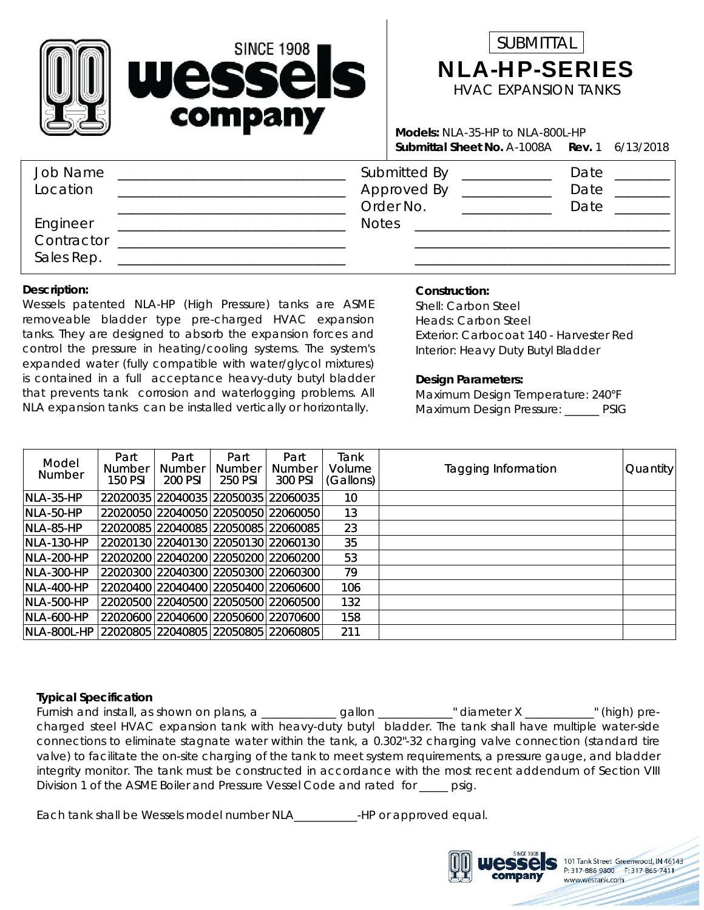# wessels company

SINCE 1908

SUBMITTAL

## NLA-HP-SERIES

HVAC EXPANSION TANKS

**Models:** NLA-35-HP to NLA-800L-HP
**Submittal Sheet No.** A-1008A **Rev.** 1 6/13/2018

| | | | | | |
|---|---|---|---|---|---|
| Job Name | ______________________ | Submitted By | __________ | Date | ______ |
| Location | ______________________ | Approved By | __________ | Date | ______ |
| | ______________________ | Order No. | __________ | Date | ______ |
| Engineer | ______________________ | Notes | ______________________ | | |
| Contractor | ______________________ | | ______________________ | | |
| Sales Rep. | ______________________ | | ______________________ | | |

**Description:**
Wessels patented NLA-HP (High Pressure) tanks are ASME removeable bladder type pre-charged HVAC expansion tanks. They are designed to absorb the expansion forces and control the pressure in heating/cooling systems. The system's expanded water (fully compatible with water/glycol mixtures) is contained in a full acceptance heavy-duty butyl bladder that prevents tank corrosion and waterlogging problems. All NLA expansion tanks can be installed vertically or horizontally.

**Construction:**
Shell: Carbon Steel
Heads: Carbon Steel
Exterior: Carbocoat 140 - Harvester Red
Interior: Heavy Duty Butyl Bladder

**Design Parameters:**
Maximum Design Temperature: 240°F
Maximum Design Pressure: ______ PSIG

| Model Number | Part Number 150 PSI | Part Number 200 PSI | Part Number 250 PSI | Part Number 300 PSI | Tank Volume (Gallons) | Tagging Information | Quantity |
|---|---|---|---|---|---|---|---|
| NLA-35-HP | 22020035 | 22040035 | 22050035 | 22060035 | 10 | | |
| NLA-50-HP | 22020050 | 22040050 | 22050050 | 22060050 | 13 | | |
| NLA-85-HP | 22020085 | 22040085 | 22050085 | 22060085 | 23 | | |
| NLA-130-HP | 22020130 | 22040130 | 22050130 | 22060130 | 35 | | |
| NLA-200-HP | 22020200 | 22040200 | 22050200 | 22060200 | 53 | | |
| NLA-300-HP | 22020300 | 22040300 | 22050300 | 22060300 | 79 | | |
| NLA-400-HP | 22020400 | 22040400 | 22050400 | 22060600 | 106 | | |
| NLA-500-HP | 22020500 | 22040500 | 22050500 | 22060500 | 132 | | |
| NLA-600-HP | 22020600 | 22040600 | 22050600 | 22070600 | 158 | | |
| NLA-800L-HP | 22020805 | 22040805 | 22050805 | 22060805 | 211 | | |

**Typical Specification**
Furnish and install, as shown on plans, a ____________ gallon ____________" diameter X ___________" (high) pre-charged steel HVAC expansion tank with heavy-duty butyl bladder. The tank shall have multiple water-side connections to eliminate stagnate water within the tank, a 0.302"-32 charging valve connection (standard tire valve) to facilitate the on-site charging of the tank to meet system requirements, a pressure gauge, and bladder integrity monitor. The tank must be constructed in accordance with the most recent addendum of Section VIII Division 1 of the ASME Boiler and Pressure Vessel Code and rated for _____ psig.

Each tank shall be Wessels model number NLA___________-HP or approved equal.

101 Tank Street Greenwood, IN 46143
P: 317-888-9800 F: 317-865-7411
www.westank.com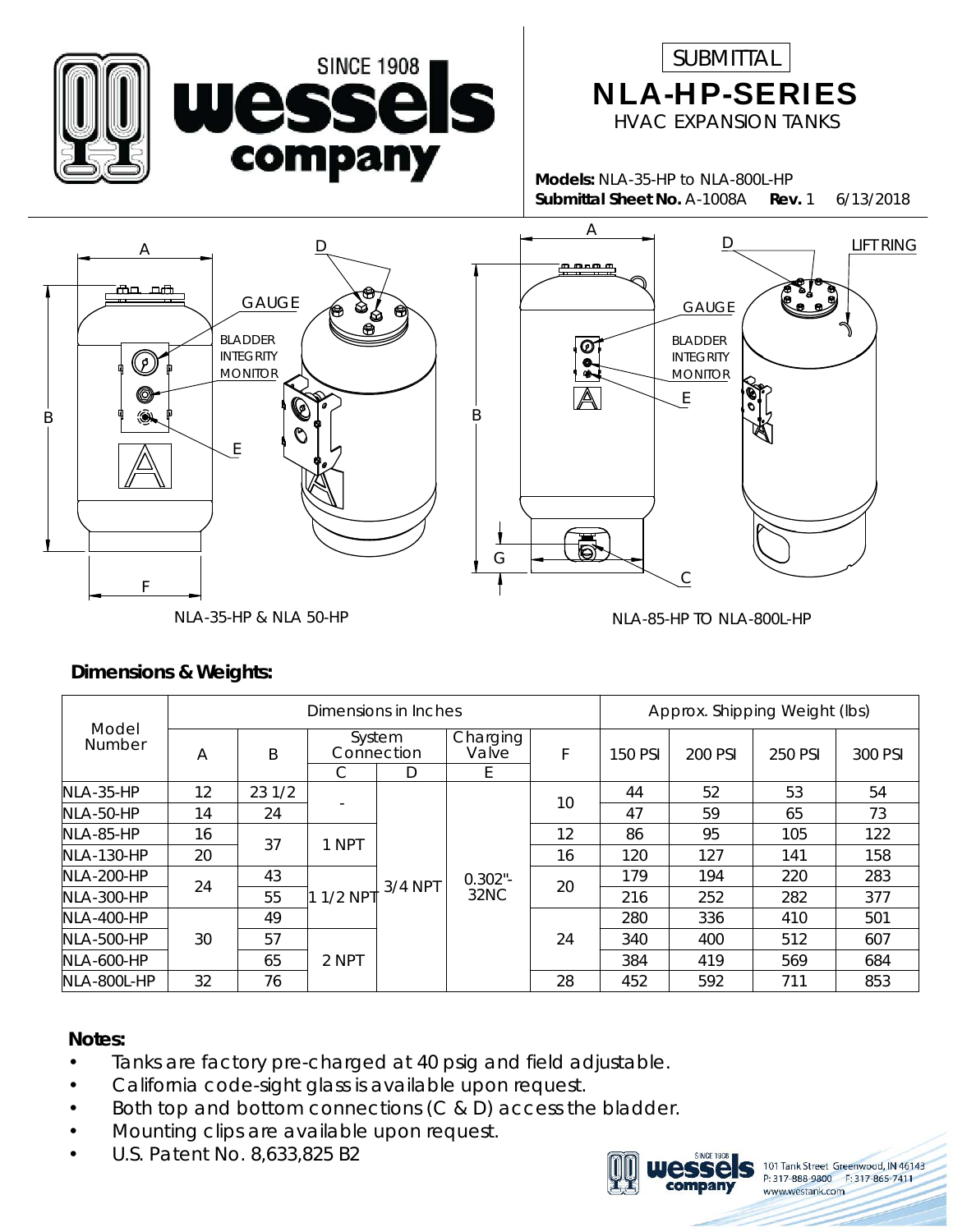SUBMITTAL

# NLA-HP-SERIES

HVAC EXPANSION TANKS

**Models:** NLA-35-HP to NLA-800L-HP
**Submittal Sheet No.** A-1008A **Rev.** 1 6/13/2018

A
D
GAUGE
BLADDER INTEGRITY MONITOR
B
E
F
NLA-35-HP & NLA 50-HP

A
D
LIFT RING
GAUGE
BLADDER INTEGRITY MONITOR
E
B
G
C
NLA-85-HP TO NLA-800L-HP

## Dimensions & Weights:

| Model Number | Dimensions in Inches | | | | | | Approx. Shipping Weight (lbs) | | | |
|---|---|---|---|---|---|---|---|---|---|---|
| | A | B | System Connection | | Charging Valve | F | 150 PSI | 200 PSI | 250 PSI | 300 PSI |
| | | | C | D | E | | | | | |
| NLA-35-HP | 12 | 23 1/2 | - | 3/4 NPT | 0.302"-32NC | 10 | 44 | 52 | 53 | 54 |
| NLA-50-HP | 14 | 24 | - | 3/4 NPT | 0.302"-32NC | 10 | 47 | 59 | 65 | 73 |
| NLA-85-HP | 16 | 37 | 1 NPT | 3/4 NPT | 0.302"-32NC | 12 | 86 | 95 | 105 | 122 |
| NLA-130-HP | 20 | 37 | 1 NPT | 3/4 NPT | 0.302"-32NC | 16 | 120 | 127 | 141 | 158 |
| NLA-200-HP | 24 | 43 | 1 1/2 NPT | 3/4 NPT | 0.302"-32NC | 20 | 179 | 194 | 220 | 283 |
| NLA-300-HP | 24 | 55 | 1 1/2 NPT | 3/4 NPT | 0.302"-32NC | 20 | 216 | 252 | 282 | 377 |
| NLA-400-HP | 30 | 49 | 1 1/2 NPT | 3/4 NPT | 0.302"-32NC | 24 | 280 | 336 | 410 | 501 |
| NLA-500-HP | 30 | 57 | 2 NPT | 3/4 NPT | 0.302"-32NC | 24 | 340 | 400 | 512 | 607 |
| NLA-600-HP | 30 | 65 | 2 NPT | 3/4 NPT | 0.302"-32NC | 24 | 384 | 419 | 569 | 684 |
| NLA-800L-HP | 32 | 76 | 2 NPT | 3/4 NPT | 0.302"-32NC | 28 | 452 | 592 | 711 | 853 |

**Notes:**

- Tanks are factory pre-charged at 40 psig and field adjustable.
- California code-sight glass is available upon request.
- Both top and bottom connections (C & D) access the bladder.
- Mounting clips are available upon request.
- U.S. Patent No. 8,633,825 B2

101 Tank Street Greenwood, IN 46143
P: 317-888-9800 F: 317-865-7411
www.westank.com